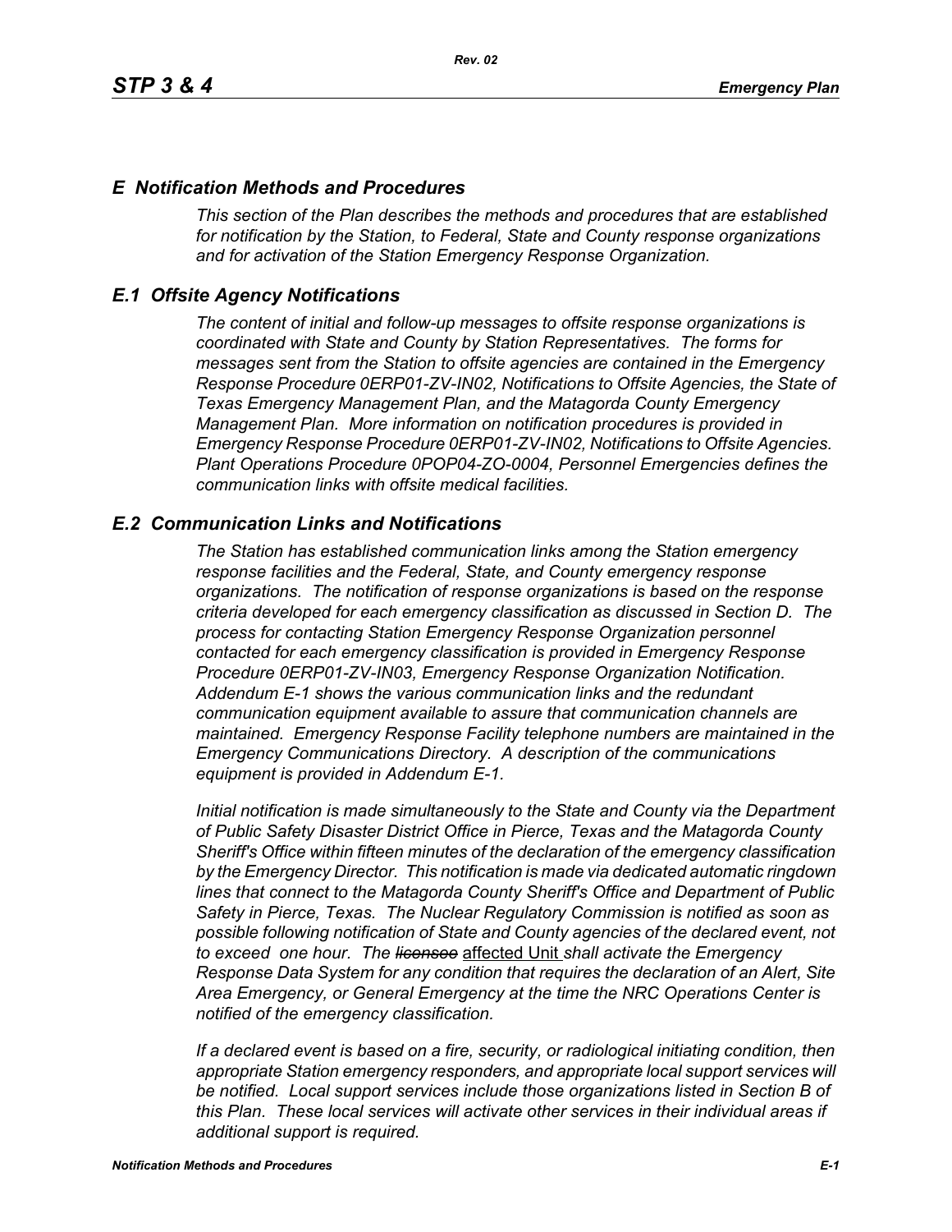# E Notification Methods and Procedures

*This section of the Plan describes the methods and procedures that are established for notification by the Station, to Federal, State and County response organizations and for activation of the Station Emergency Response Organization.*

## E.1 Offsite Agency Notifications

*The content of initial and follow-up messages to offsite response organizations is coordinated with State and County by Station Representatives. The forms for messages sent from the Station to offsite agencies are contained in the Emergency Response Procedure 0ERP01-ZV-IN02, Notifications to Offsite Agencies, the State of Texas Emergency Management Plan, and the Matagorda County Emergency Management Plan. More information on notification procedures is provided in Emergency Response Procedure 0ERP01-ZV-IN02, Notifications to Offsite Agencies. Plant Operations Procedure 0POP04-ZO-0004, Personnel Emergencies defines the communication links with offsite medical facilities.*

## E.2 Communication Links and Notifications

*The Station has established communication links among the Station emergency response facilities and the Federal, State, and County emergency response organizations. The notification of response organizations is based on the response criteria developed for each emergency classification as discussed in Section D. The process for contacting Station Emergency Response Organization personnel contacted for each emergency classification is provided in Emergency Response Procedure 0ERP01-ZV-IN03, Emergency Response Organization Notification. Addendum E-1 shows the various communication links and the redundant communication equipment available to assure that communication channels are maintained. Emergency Response Facility telephone numbers are maintained in the Emergency Communications Directory. A description of the communications equipment is provided in Addendum E-1.*

*Initial notification is made simultaneously to the State and County via the Department of Public Safety Disaster District Office in Pierce, Texas and the Matagorda County Sheriff's Office within fifteen minutes of the declaration of the emergency classification by the Emergency Director. This notification is made via dedicated automatic ringdown lines that connect to the Matagorda County Sheriff's Office and Department of Public Safety in Pierce, Texas. The Nuclear Regulatory Commission is notified as soon as possible following notification of State and County agencies of the declared event, not to exceed one hour. The ~~licensee~~ affected Unit shall activate the Emergency Response Data System for any condition that requires the declaration of an Alert, Site Area Emergency, or General Emergency at the time the NRC Operations Center is notified of the emergency classification.*

*If a declared event is based on a fire, security, or radiological initiating condition, then appropriate Station emergency responders, and appropriate local support services will be notified. Local support services include those organizations listed in Section B of this Plan. These local services will activate other services in their individual areas if additional support is required.*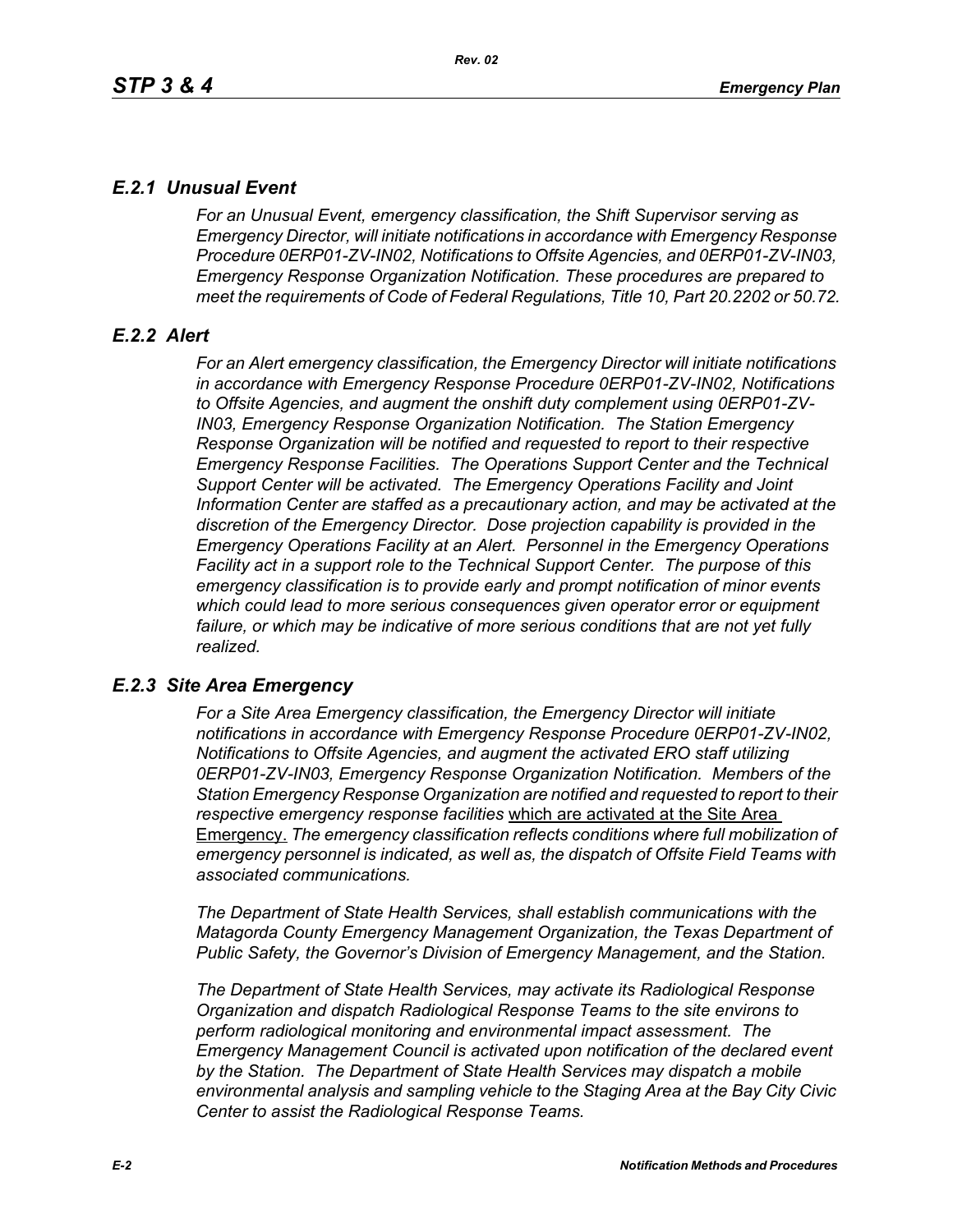### *E.2.1 Unusual Event*

*For an Unusual Event, emergency classification, the Shift Supervisor serving as Emergency Director, will initiate notifications in accordance with Emergency Response Procedure 0ERP01-ZV-IN02, Notifications to Offsite Agencies, and 0ERP01-ZV-IN03, Emergency Response Organization Notification. These procedures are prepared to meet the requirements of Code of Federal Regulations, Title 10, Part 20.2202 or 50.72.*

### *E.2.2 Alert*

*For an Alert emergency classification, the Emergency Director will initiate notifications in accordance with Emergency Response Procedure 0ERP01-ZV-IN02, Notifications to Offsite Agencies, and augment the onshift duty complement using 0ERP01-ZV-IN03, Emergency Response Organization Notification. The Station Emergency Response Organization will be notified and requested to report to their respective Emergency Response Facilities. The Operations Support Center and the Technical Support Center will be activated. The Emergency Operations Facility and Joint Information Center are staffed as a precautionary action, and may be activated at the discretion of the Emergency Director. Dose projection capability is provided in the Emergency Operations Facility at an Alert. Personnel in the Emergency Operations Facility act in a support role to the Technical Support Center. The purpose of this emergency classification is to provide early and prompt notification of minor events which could lead to more serious consequences given operator error or equipment failure, or which may be indicative of more serious conditions that are not yet fully realized.*

### *E.2.3 Site Area Emergency*

*For a Site Area Emergency classification, the Emergency Director will initiate notifications in accordance with Emergency Response Procedure 0ERP01-ZV-IN02, Notifications to Offsite Agencies, and augment the activated ERO staff utilizing 0ERP01-ZV-IN03, Emergency Response Organization Notification. Members of the Station Emergency Response Organization are notified and requested to report to their respective emergency response facilities* which are activated at the Site Area Emergency. *The emergency classification reflects conditions where full mobilization of emergency personnel is indicated, as well as, the dispatch of Offsite Field Teams with associated communications.*

*The Department of State Health Services, shall establish communications with the Matagorda County Emergency Management Organization, the Texas Department of Public Safety, the Governor's Division of Emergency Management, and the Station.*

*The Department of State Health Services, may activate its Radiological Response Organization and dispatch Radiological Response Teams to the site environs to perform radiological monitoring and environmental impact assessment. The Emergency Management Council is activated upon notification of the declared event by the Station. The Department of State Health Services may dispatch a mobile environmental analysis and sampling vehicle to the Staging Area at the Bay City Civic Center to assist the Radiological Response Teams.*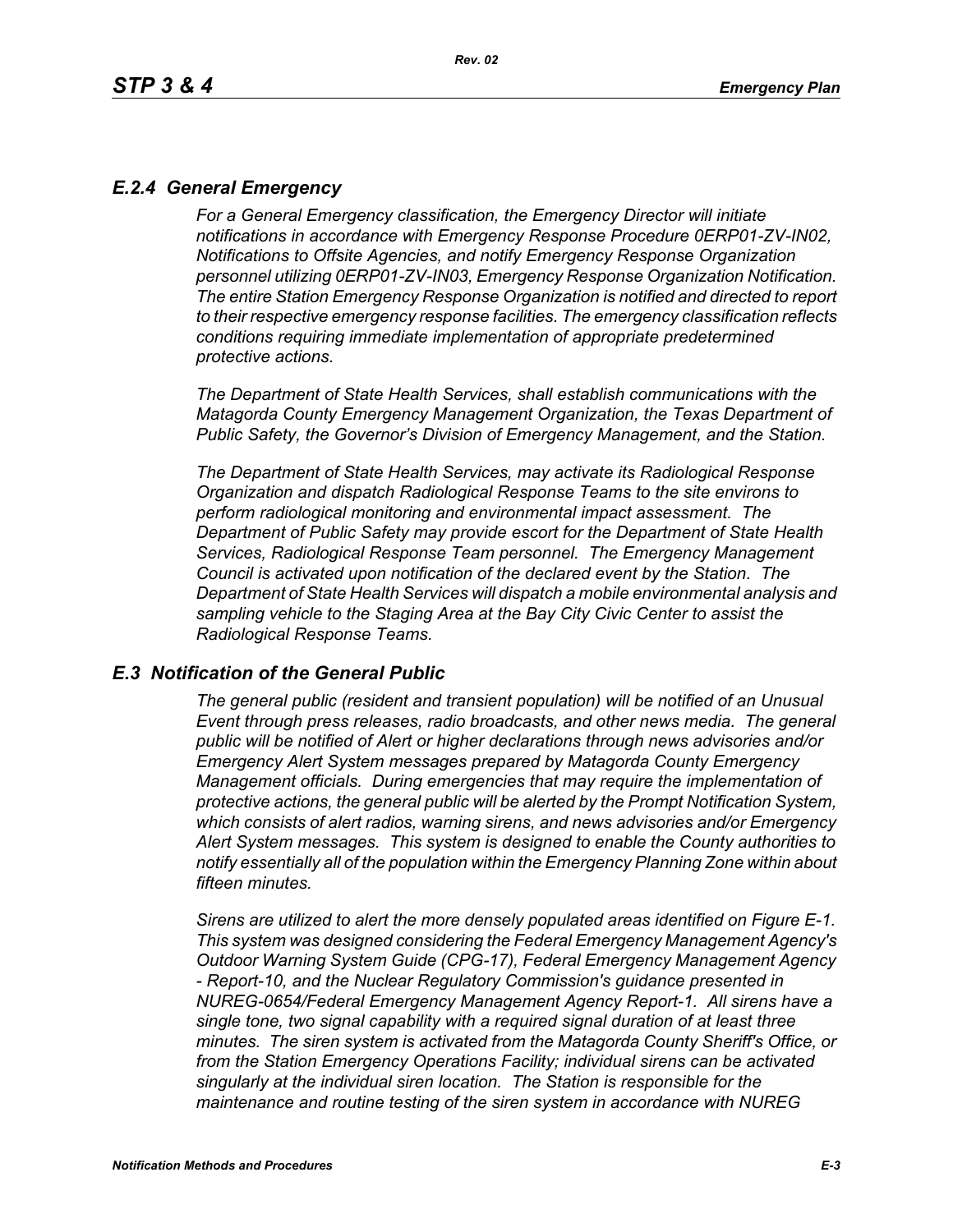### *E.2.4 General Emergency*

*For a General Emergency classification, the Emergency Director will initiate notifications in accordance with Emergency Response Procedure 0ERP01-ZV-IN02, Notifications to Offsite Agencies, and notify Emergency Response Organization personnel utilizing 0ERP01-ZV-IN03, Emergency Response Organization Notification. The entire Station Emergency Response Organization is notified and directed to report to their respective emergency response facilities. The emergency classification reflects conditions requiring immediate implementation of appropriate predetermined protective actions.*

*The Department of State Health Services, shall establish communications with the Matagorda County Emergency Management Organization, the Texas Department of Public Safety, the Governor's Division of Emergency Management, and the Station.*

*The Department of State Health Services, may activate its Radiological Response Organization and dispatch Radiological Response Teams to the site environs to perform radiological monitoring and environmental impact assessment. The Department of Public Safety may provide escort for the Department of State Health Services, Radiological Response Team personnel. The Emergency Management Council is activated upon notification of the declared event by the Station. The Department of State Health Services will dispatch a mobile environmental analysis and sampling vehicle to the Staging Area at the Bay City Civic Center to assist the Radiological Response Teams.*

## *E.3 Notification of the General Public*

*The general public (resident and transient population) will be notified of an Unusual Event through press releases, radio broadcasts, and other news media. The general public will be notified of Alert or higher declarations through news advisories and/or Emergency Alert System messages prepared by Matagorda County Emergency Management officials. During emergencies that may require the implementation of protective actions, the general public will be alerted by the Prompt Notification System, which consists of alert radios, warning sirens, and news advisories and/or Emergency Alert System messages. This system is designed to enable the County authorities to notify essentially all of the population within the Emergency Planning Zone within about fifteen minutes.*

*Sirens are utilized to alert the more densely populated areas identified on Figure E-1. This system was designed considering the Federal Emergency Management Agency's Outdoor Warning System Guide (CPG-17), Federal Emergency Management Agency - Report-10, and the Nuclear Regulatory Commission's guidance presented in NUREG-0654/Federal Emergency Management Agency Report-1. All sirens have a single tone, two signal capability with a required signal duration of at least three minutes. The siren system is activated from the Matagorda County Sheriff's Office, or from the Station Emergency Operations Facility; individual sirens can be activated singularly at the individual siren location. The Station is responsible for the maintenance and routine testing of the siren system in accordance with NUREG*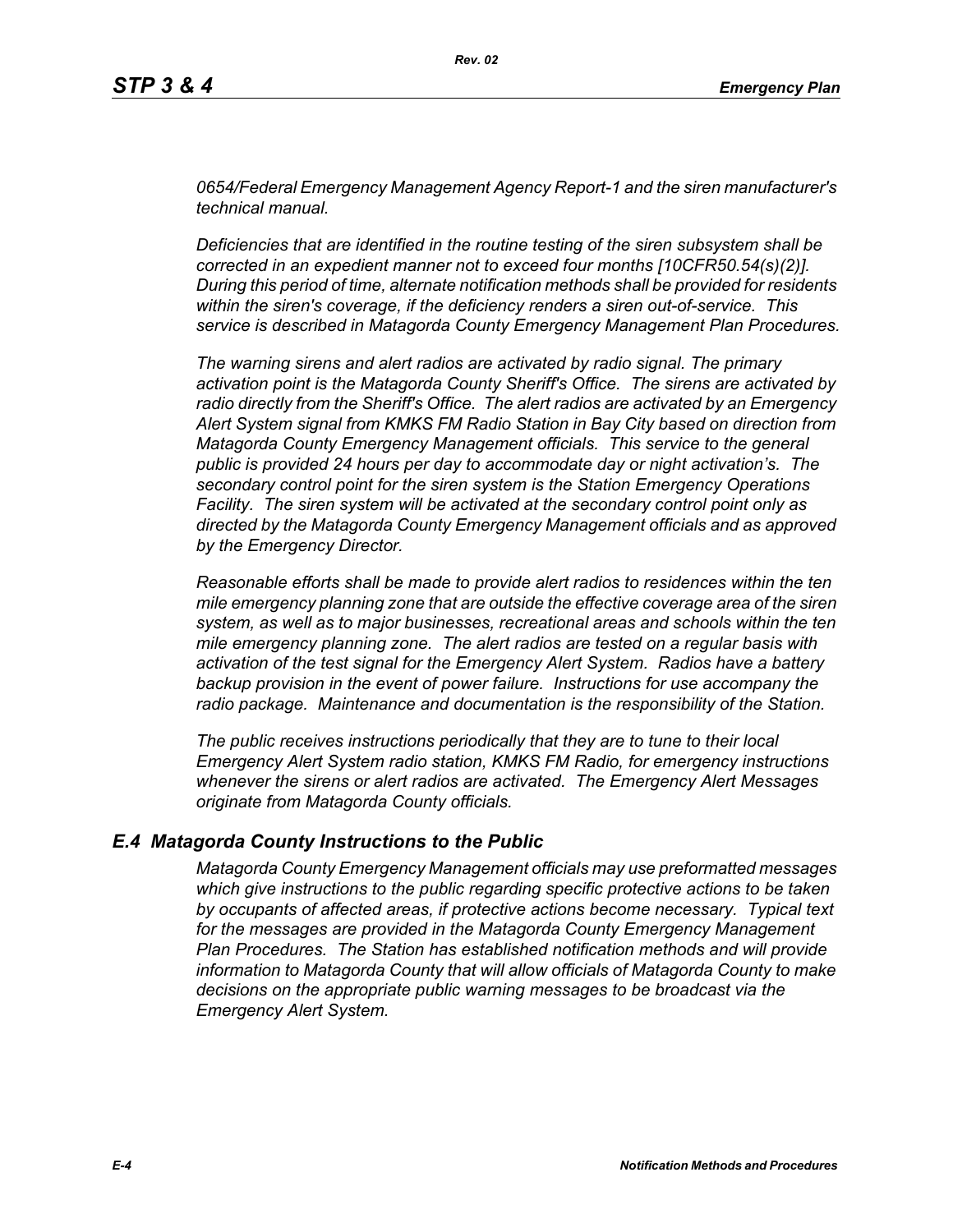*0654/Federal Emergency Management Agency Report-1 and the siren manufacturer's technical manual.*

*Deficiencies that are identified in the routine testing of the siren subsystem shall be corrected in an expedient manner not to exceed four months [10CFR50.54(s)(2)]. During this period of time, alternate notification methods shall be provided for residents within the siren's coverage, if the deficiency renders a siren out-of-service. This service is described in Matagorda County Emergency Management Plan Procedures.*

*The warning sirens and alert radios are activated by radio signal. The primary activation point is the Matagorda County Sheriff's Office. The sirens are activated by radio directly from the Sheriff's Office. The alert radios are activated by an Emergency Alert System signal from KMKS FM Radio Station in Bay City based on direction from Matagorda County Emergency Management officials. This service to the general public is provided 24 hours per day to accommodate day or night activation's. The secondary control point for the siren system is the Station Emergency Operations Facility. The siren system will be activated at the secondary control point only as directed by the Matagorda County Emergency Management officials and as approved by the Emergency Director.*

*Reasonable efforts shall be made to provide alert radios to residences within the ten mile emergency planning zone that are outside the effective coverage area of the siren system, as well as to major businesses, recreational areas and schools within the ten mile emergency planning zone. The alert radios are tested on a regular basis with activation of the test signal for the Emergency Alert System. Radios have a battery backup provision in the event of power failure. Instructions for use accompany the radio package. Maintenance and documentation is the responsibility of the Station.*

*The public receives instructions periodically that they are to tune to their local Emergency Alert System radio station, KMKS FM Radio, for emergency instructions whenever the sirens or alert radios are activated. The Emergency Alert Messages originate from Matagorda County officials.*

## *E.4 Matagorda County Instructions to the Public*

*Matagorda County Emergency Management officials may use preformatted messages which give instructions to the public regarding specific protective actions to be taken by occupants of affected areas, if protective actions become necessary. Typical text for the messages are provided in the Matagorda County Emergency Management Plan Procedures. The Station has established notification methods and will provide information to Matagorda County that will allow officials of Matagorda County to make decisions on the appropriate public warning messages to be broadcast via the Emergency Alert System.*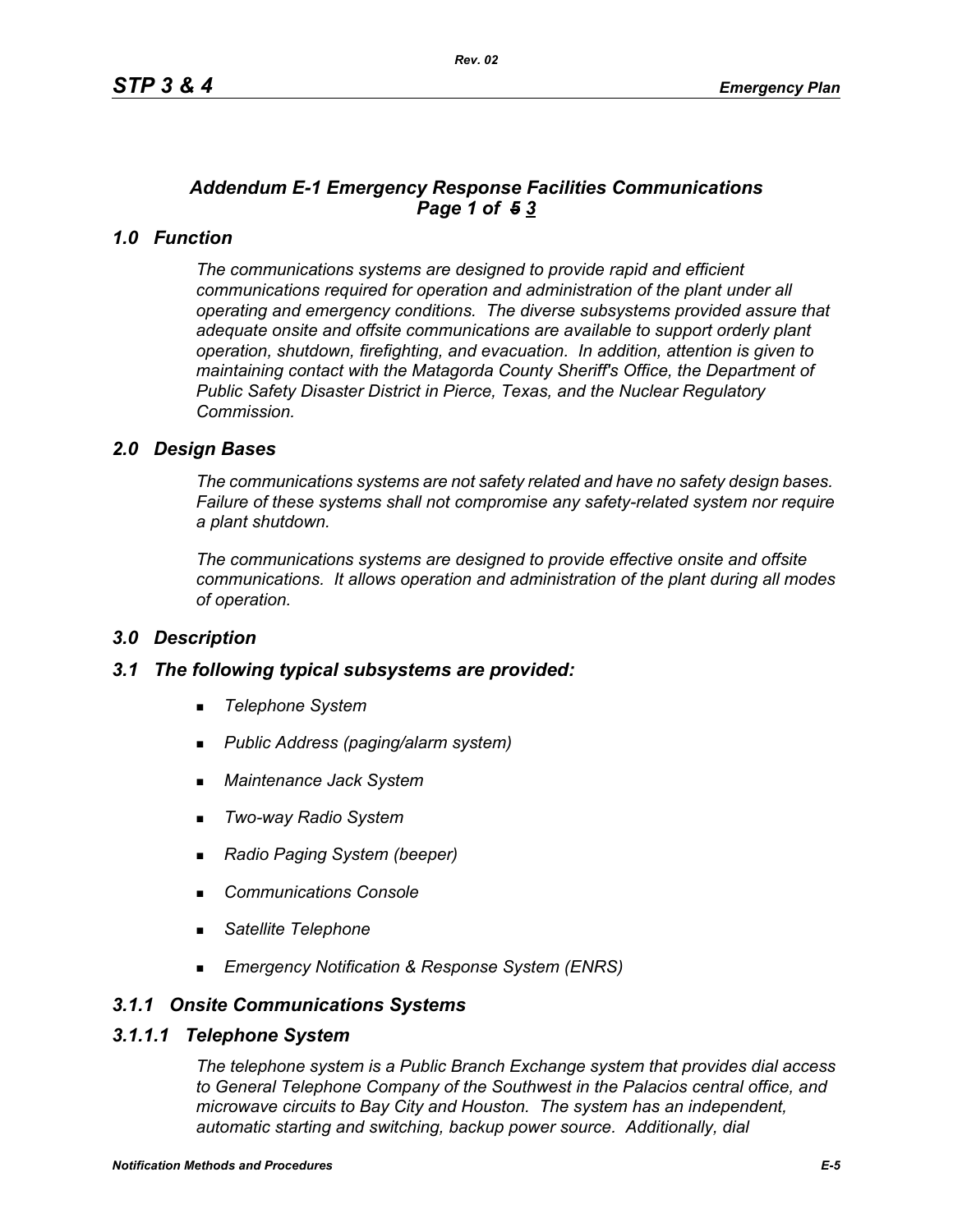## *Addendum E-1 Emergency Response Facilities Communications Page 1 of ~~5~~ 3*

### *1.0 Function*

*The communications systems are designed to provide rapid and efficient communications required for operation and administration of the plant under all operating and emergency conditions. The diverse subsystems provided assure that adequate onsite and offsite communications are available to support orderly plant operation, shutdown, firefighting, and evacuation. In addition, attention is given to maintaining contact with the Matagorda County Sheriff's Office, the Department of Public Safety Disaster District in Pierce, Texas, and the Nuclear Regulatory Commission.*

### *2.0 Design Bases*

*The communications systems are not safety related and have no safety design bases. Failure of these systems shall not compromise any safety-related system nor require a plant shutdown.*

*The communications systems are designed to provide effective onsite and offsite communications. It allows operation and administration of the plant during all modes of operation.*

### *3.0 Description*

### *3.1 The following typical subsystems are provided:*

- *Telephone System*
- *Public Address (paging/alarm system)*
- *Maintenance Jack System*
- *Two-way Radio System*
- *Radio Paging System (beeper)*
- *Communications Console*
- *Satellite Telephone*
- *Emergency Notification & Response System (ENRS)*

### *3.1.1 Onsite Communications Systems*

#### *3.1.1.1 Telephone System*

*The telephone system is a Public Branch Exchange system that provides dial access to General Telephone Company of the Southwest in the Palacios central office, and microwave circuits to Bay City and Houston. The system has an independent, automatic starting and switching, backup power source. Additionally, dial*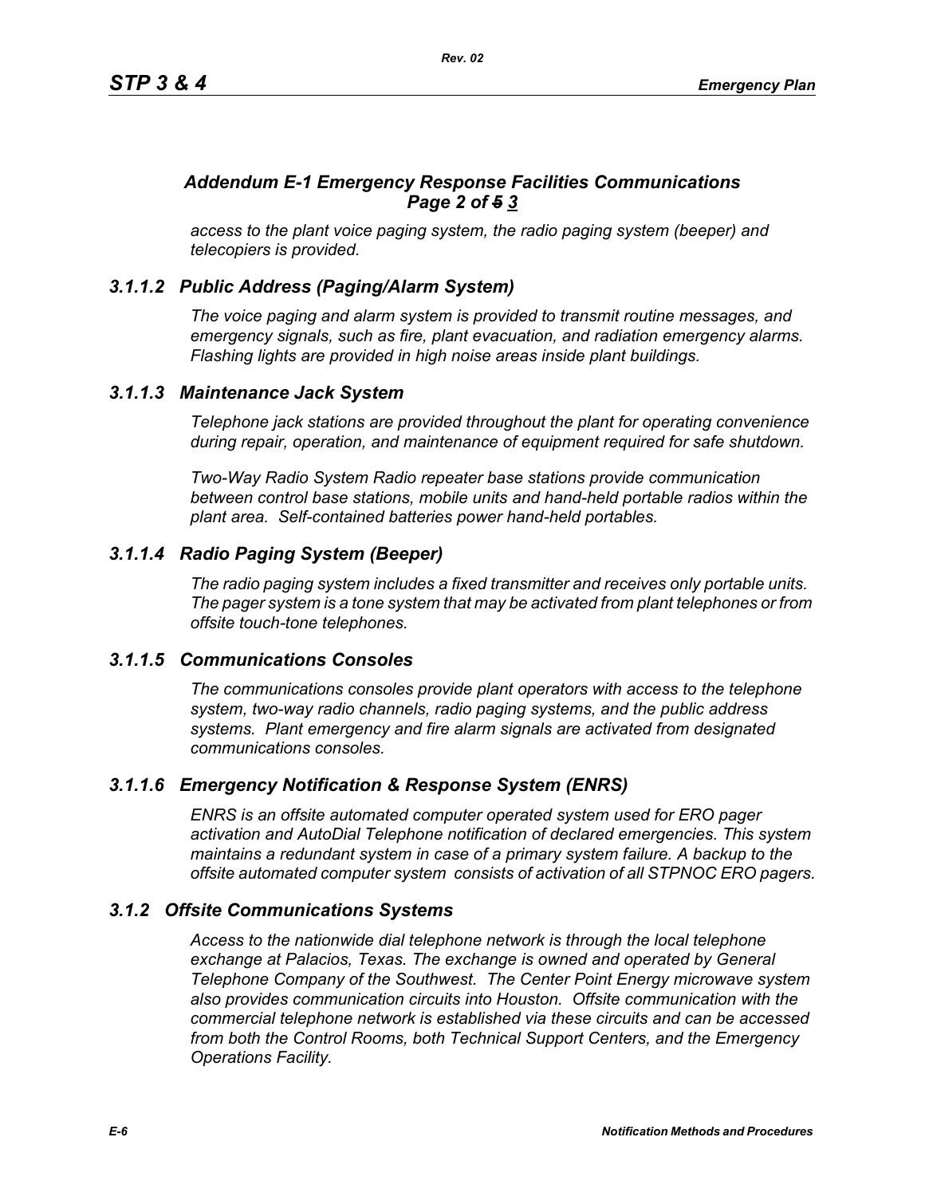### *Addendum E-1 Emergency Response Facilities Communications Page 2 of ~~5~~ 3*

*access to the plant voice paging system, the radio paging system (beeper) and telecopiers is provided.*

### *3.1.1.2 Public Address (Paging/Alarm System)*

*The voice paging and alarm system is provided to transmit routine messages, and emergency signals, such as fire, plant evacuation, and radiation emergency alarms. Flashing lights are provided in high noise areas inside plant buildings.*

### *3.1.1.3 Maintenance Jack System*

*Telephone jack stations are provided throughout the plant for operating convenience during repair, operation, and maintenance of equipment required for safe shutdown.*

*Two-Way Radio System Radio repeater base stations provide communication between control base stations, mobile units and hand-held portable radios within the plant area. Self-contained batteries power hand-held portables.*

### *3.1.1.4 Radio Paging System (Beeper)*

*The radio paging system includes a fixed transmitter and receives only portable units. The pager system is a tone system that may be activated from plant telephones or from offsite touch-tone telephones.*

### *3.1.1.5 Communications Consoles*

*The communications consoles provide plant operators with access to the telephone system, two-way radio channels, radio paging systems, and the public address systems. Plant emergency and fire alarm signals are activated from designated communications consoles.*

### *3.1.1.6 Emergency Notification & Response System (ENRS)*

*ENRS is an offsite automated computer operated system used for ERO pager activation and AutoDial Telephone notification of declared emergencies. This system maintains a redundant system in case of a primary system failure. A backup to the offsite automated computer system consists of activation of all STPNOC ERO pagers.*

### *3.1.2 Offsite Communications Systems*

*Access to the nationwide dial telephone network is through the local telephone exchange at Palacios, Texas. The exchange is owned and operated by General Telephone Company of the Southwest. The Center Point Energy microwave system also provides communication circuits into Houston. Offsite communication with the commercial telephone network is established via these circuits and can be accessed from both the Control Rooms, both Technical Support Centers, and the Emergency Operations Facility.*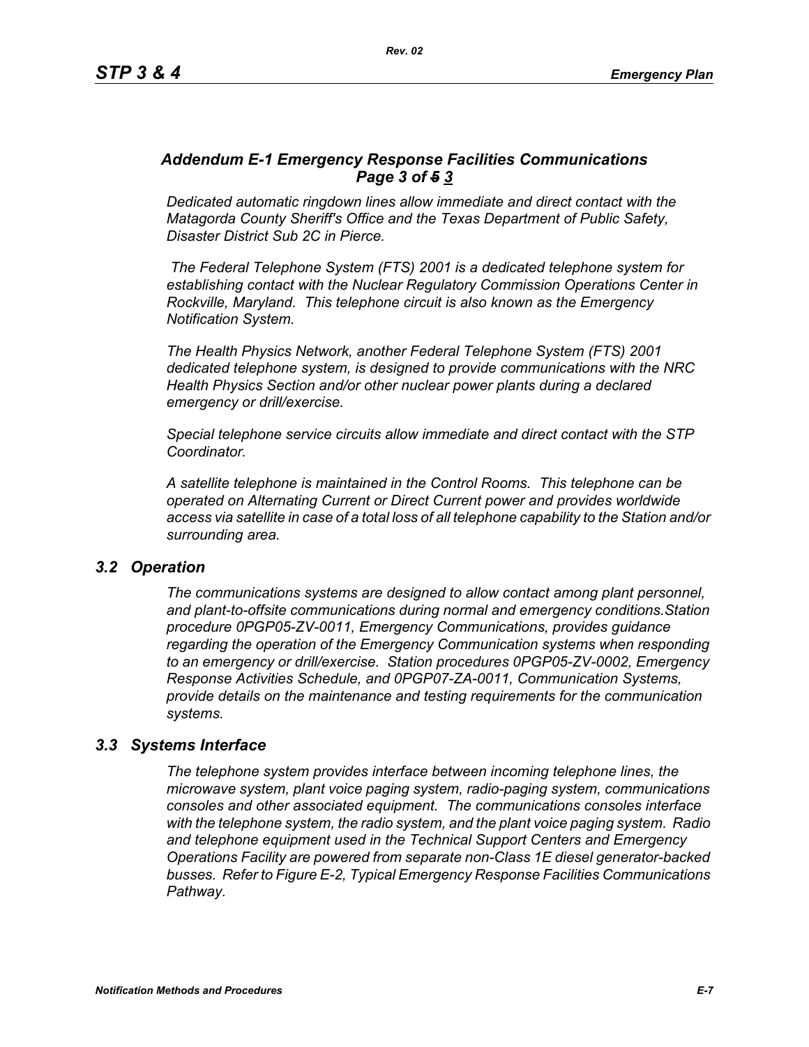### *Addendum E-1 Emergency Response Facilities Communications Page 3 of ~~5~~ 3*

*Dedicated automatic ringdown lines allow immediate and direct contact with the Matagorda County Sheriff's Office and the Texas Department of Public Safety, Disaster District Sub 2C in Pierce.*

*The Federal Telephone System (FTS) 2001 is a dedicated telephone system for establishing contact with the Nuclear Regulatory Commission Operations Center in Rockville, Maryland. This telephone circuit is also known as the Emergency Notification System.*

*The Health Physics Network, another Federal Telephone System (FTS) 2001 dedicated telephone system, is designed to provide communications with the NRC Health Physics Section and/or other nuclear power plants during a declared emergency or drill/exercise.*

*Special telephone service circuits allow immediate and direct contact with the STP Coordinator.*

*A satellite telephone is maintained in the Control Rooms. This telephone can be operated on Alternating Current or Direct Current power and provides worldwide access via satellite in case of a total loss of all telephone capability to the Station and/or surrounding area.*

## *3.2 Operation*

*The communications systems are designed to allow contact among plant personnel, and plant-to-offsite communications during normal and emergency conditions.Station procedure 0PGP05-ZV-0011, Emergency Communications, provides guidance regarding the operation of the Emergency Communication systems when responding to an emergency or drill/exercise. Station procedures 0PGP05-ZV-0002, Emergency Response Activities Schedule, and 0PGP07-ZA-0011, Communication Systems, provide details on the maintenance and testing requirements for the communication systems.*

## *3.3 Systems Interface*

*The telephone system provides interface between incoming telephone lines, the microwave system, plant voice paging system, radio-paging system, communications consoles and other associated equipment. The communications consoles interface with the telephone system, the radio system, and the plant voice paging system. Radio and telephone equipment used in the Technical Support Centers and Emergency Operations Facility are powered from separate non-Class 1E diesel generator-backed busses. Refer to Figure E-2, Typical Emergency Response Facilities Communications Pathway.*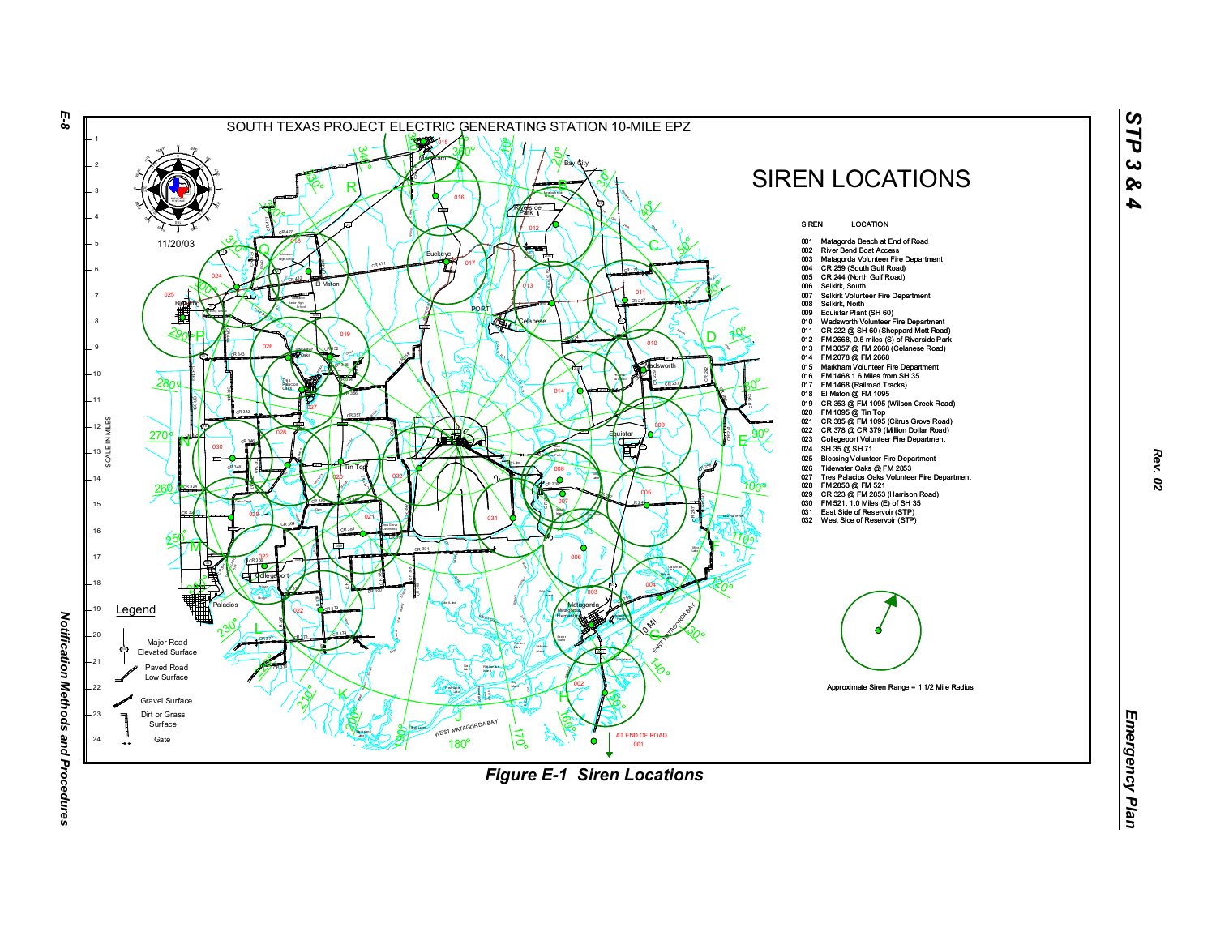# SOUTH TEXAS PROJECT ELECTRIC GENERATING STATION 10-MILE EPZ

## SIREN LOCATIONS

11/20/03

| SIREN | LOCATION |
|---|---|
| 001 | Matagorda Beach at End of Road |
| 002 | River Bend Boat Access |
| 003 | Matagorda Volunteer Fire Department |
| 004 | CR 259 (South Gulf Road) |
| 005 | CR 244 (North Gulf Road) |
| 006 | Selkirk, South |
| 007 | Selkirk Volunteer Fire Department |
| 008 | Selkirk, North |
| 009 | Equistar Plant (SH 60) |
| 010 | Wadsworth Volunteer Fire Department |
| 011 | CR 222 @ SH 60 (Sheppard Mott Road) |
| 012 | FM 2668, 0.5 miles (S) of Riverside Park |
| 013 | FM 3057 @ FM 2668 (Celanese Road) |
| 014 | FM 2078 @ FM 2668 |
| 015 | Markham Volunteer Fire Department |
| 016 | FM 1468 1.6 Miles from SH 35 |
| 017 | FM 1468 (Railroad Tracks) |
| 018 | El Maton @ FM 1095 |
| 019 | CR 353 @ FM 1095 (Wilson Creek Road) |
| 020 | FM 1095 @ Tin Top |
| 021 | CR 385 @ FM 1095 (Citrus Grove Road) |
| 022 | CR 378 @ CR 379 (Million Dollar Road) |
| 023 | Collegeport Volunteer Fire Department |
| 024 | SH 35 @ SH 71 |
| 025 | Blessing Volunteer Fire Department |
| 026 | Tidewater Oaks @ FM 2853 |
| 027 | Tres Palacios Oaks Volunteer Fire Department |
| 028 | FM 2853 @ FM 521 |
| 029 | CR 323 @ FM 2853 (Harrison Road) |
| 030 | FM 521, 1.0 Miles (E) of SH 35 |
| 031 | East Side of Reservoir (STP) |
| 032 | West Side of Reservoir (STP) |

Approximate Siren Range = 1 1/2 Mile Radius

Legend

- Major Road Elevated Surface
- Paved Road Low Surface
- Gravel Surface
- Dirt or Grass Surface
- Gate

SCALE IN MILES

Figure E-1 Siren Locations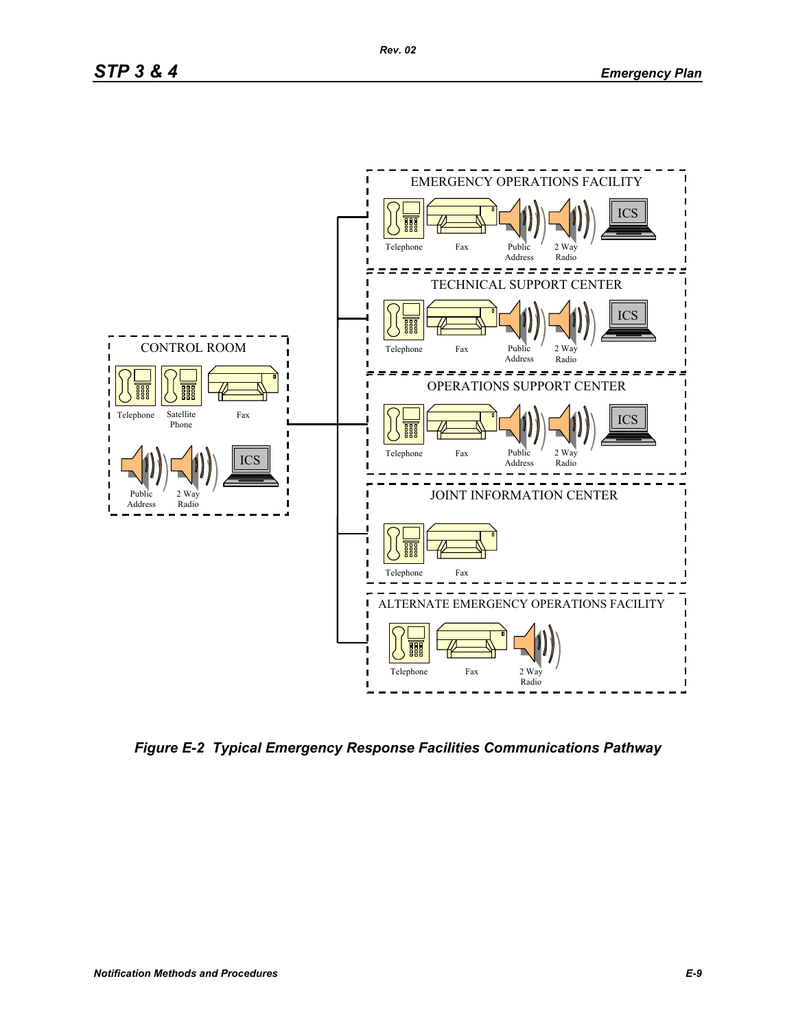CONTROL ROOM

Telephone, Satellite Phone, Fax, Public Address, 2 Way Radio, ICS

EMERGENCY OPERATIONS FACILITY

Telephone, Fax, Public Address, 2 Way Radio, ICS

TECHNICAL SUPPORT CENTER

Telephone, Fax, Public Address, 2 Way Radio, ICS

OPERATIONS SUPPORT CENTER

Telephone, Fax, Public Address, 2 Way Radio, ICS

JOINT INFORMATION CENTER

Telephone, Fax

ALTERNATE EMERGENCY OPERATIONS FACILITY

Telephone, Fax, 2 Way Radio

***Figure E-2 Typical Emergency Response Facilities Communications Pathway***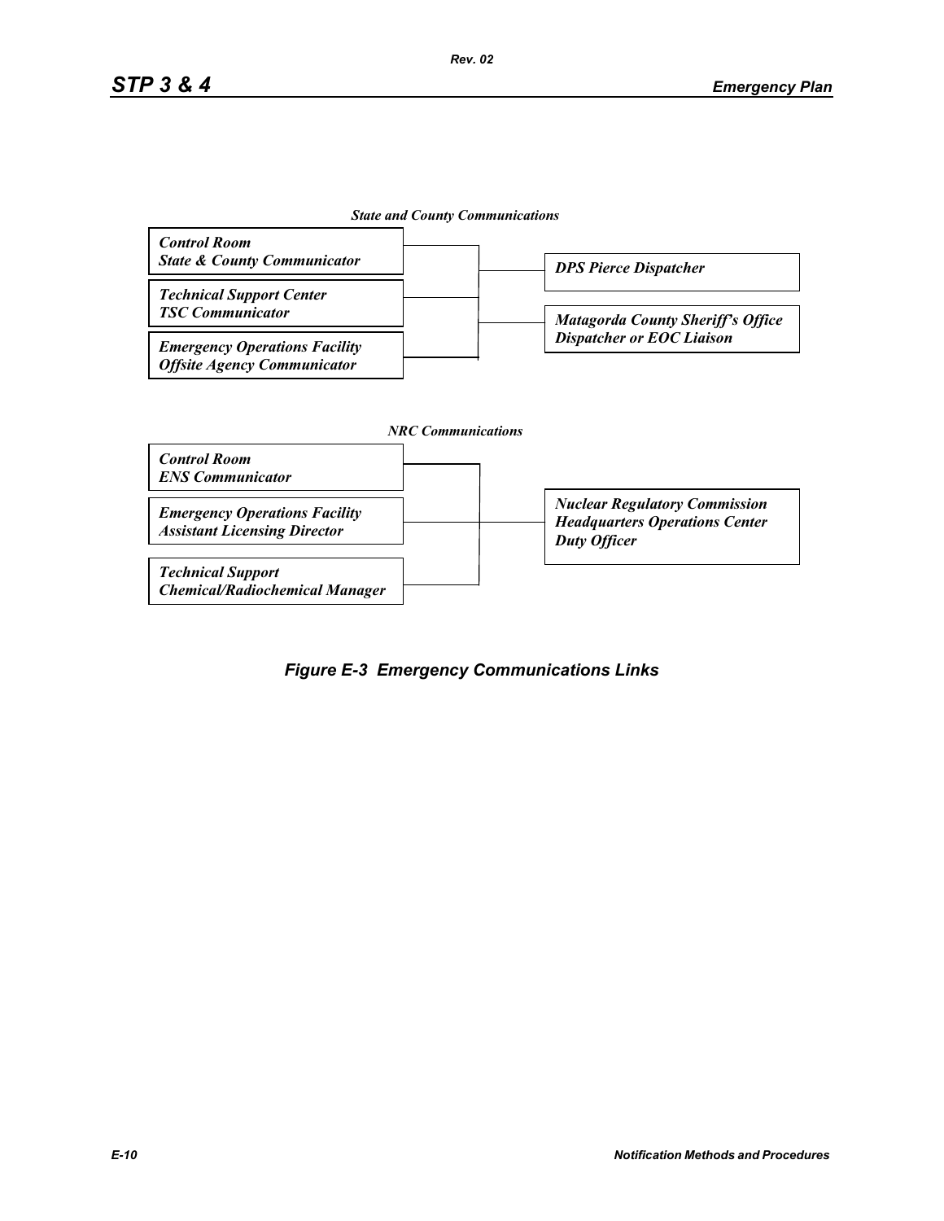*State and County Communications*

*Control Room*
*State & County Communicator*

*Technical Support Center*
*TSC Communicator*

*Emergency Operations Facility*
*Offsite Agency Communicator*

*DPS Pierce Dispatcher*

*Matagorda County Sheriff's Office*
*Dispatcher or EOC Liaison*

*NRC Communications*

*Control Room*
*ENS Communicator*

*Emergency Operations Facility*
*Assistant Licensing Director*

*Technical Support*
*Chemical/Radiochemical Manager*

*Nuclear Regulatory Commission*
*Headquarters Operations Center*
*Duty Officer*

***Figure E-3 Emergency Communications Links***